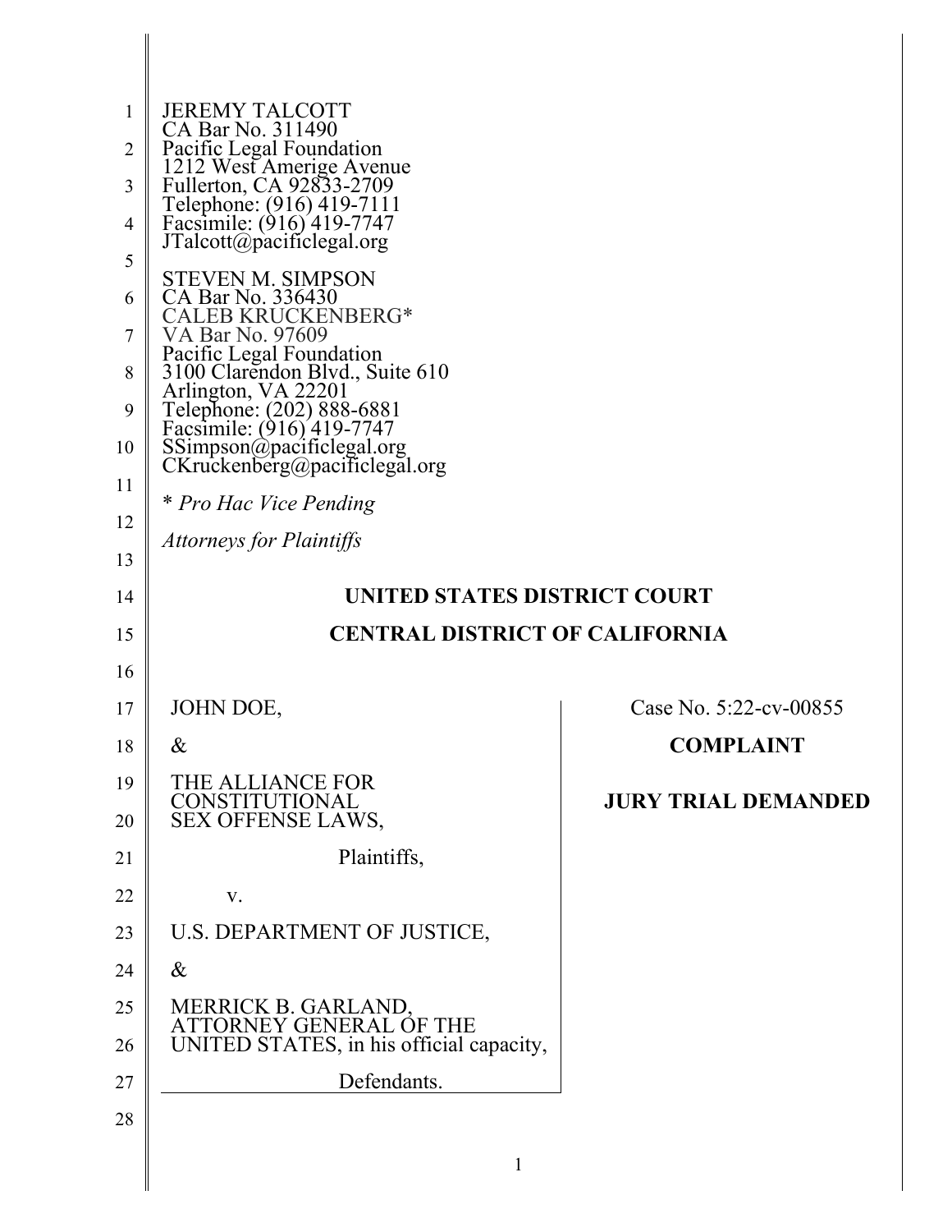JEREMY TALCOTT
CA Bar No. 311490
Pacific Legal Foundation
1212 West Amerige Avenue
Fullerton, CA 92833-2709
Telephone: (916) 419-7111
Facsimile: (916) 419-7747
JTalcott@pacificlegal.org

STEVEN M. SIMPSON
CA Bar No. 336430
CALEB KRUCKENBERG*
VA Bar No. 97609
Pacific Legal Foundation
3100 Clarendon Blvd., Suite 610
Arlington, VA 22201
Telephone: (202) 888-6881
Facsimile: (916) 419-7747
SSimpson@pacificlegal.org
CKruckenberg@pacificlegal.org

* *Pro Hac Vice Pending*

*Attorneys for Plaintiffs*

**UNITED STATES DISTRICT COURT**

**CENTRAL DISTRICT OF CALIFORNIA**

JOHN DOE,

&

THE ALLIANCE FOR CONSTITUTIONAL SEX OFFENSE LAWS,

Plaintiffs,

v.

U.S. DEPARTMENT OF JUSTICE,

&

MERRICK B. GARLAND, ATTORNEY GENERAL OF THE UNITED STATES, in his official capacity,

Defendants.

Case No. 5:22-cv-00855

**COMPLAINT**

**JURY TRIAL DEMANDED**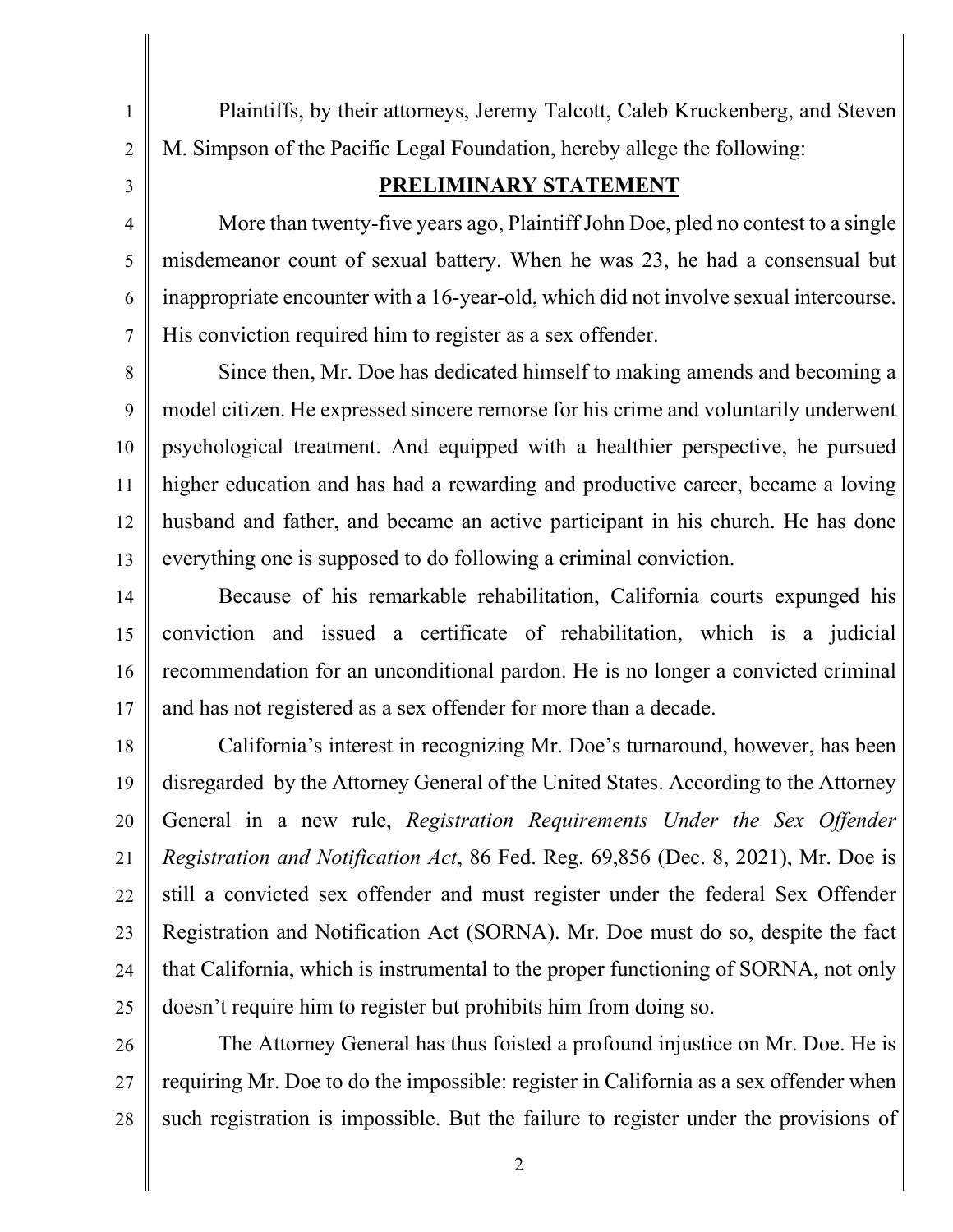Plaintiffs, by their attorneys, Jeremy Talcott, Caleb Kruckenberg, and Steven M. Simpson of the Pacific Legal Foundation, hereby allege the following:

## PRELIMINARY STATEMENT

More than twenty-five years ago, Plaintiff John Doe, pled no contest to a single misdemeanor count of sexual battery. When he was 23, he had a consensual but inappropriate encounter with a 16-year-old, which did not involve sexual intercourse. His conviction required him to register as a sex offender.

Since then, Mr. Doe has dedicated himself to making amends and becoming a model citizen. He expressed sincere remorse for his crime and voluntarily underwent psychological treatment. And equipped with a healthier perspective, he pursued higher education and has had a rewarding and productive career, became a loving husband and father, and became an active participant in his church. He has done everything one is supposed to do following a criminal conviction.

Because of his remarkable rehabilitation, California courts expunged his conviction and issued a certificate of rehabilitation, which is a judicial recommendation for an unconditional pardon. He is no longer a convicted criminal and has not registered as a sex offender for more than a decade.

California's interest in recognizing Mr. Doe's turnaround, however, has been disregarded by the Attorney General of the United States. According to the Attorney General in a new rule, *Registration Requirements Under the Sex Offender Registration and Notification Act*, 86 Fed. Reg. 69,856 (Dec. 8, 2021), Mr. Doe is still a convicted sex offender and must register under the federal Sex Offender Registration and Notification Act (SORNA). Mr. Doe must do so, despite the fact that California, which is instrumental to the proper functioning of SORNA, not only doesn't require him to register but prohibits him from doing so.

The Attorney General has thus foisted a profound injustice on Mr. Doe. He is requiring Mr. Doe to do the impossible: register in California as a sex offender when such registration is impossible. But the failure to register under the provisions of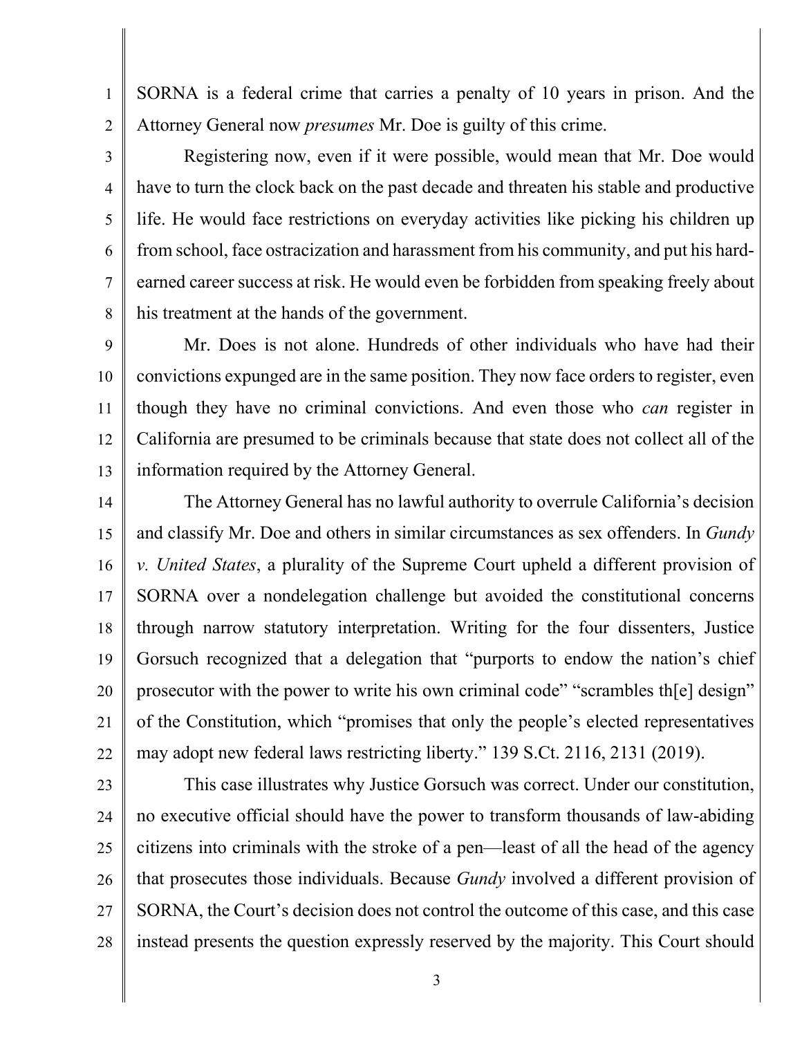SORNA is a federal crime that carries a penalty of 10 years in prison. And the Attorney General now *presumes* Mr. Doe is guilty of this crime.

Registering now, even if it were possible, would mean that Mr. Doe would have to turn the clock back on the past decade and threaten his stable and productive life. He would face restrictions on everyday activities like picking his children up from school, face ostracization and harassment from his community, and put his hard-earned career success at risk. He would even be forbidden from speaking freely about his treatment at the hands of the government.

Mr. Does is not alone. Hundreds of other individuals who have had their convictions expunged are in the same position. They now face orders to register, even though they have no criminal convictions. And even those who *can* register in California are presumed to be criminals because that state does not collect all of the information required by the Attorney General.

The Attorney General has no lawful authority to overrule California's decision and classify Mr. Doe and others in similar circumstances as sex offenders. In *Gundy v. United States*, a plurality of the Supreme Court upheld a different provision of SORNA over a nondelegation challenge but avoided the constitutional concerns through narrow statutory interpretation. Writing for the four dissenters, Justice Gorsuch recognized that a delegation that "purports to endow the nation's chief prosecutor with the power to write his own criminal code" "scrambles th[e] design" of the Constitution, which "promises that only the people's elected representatives may adopt new federal laws restricting liberty." 139 S.Ct. 2116, 2131 (2019).

This case illustrates why Justice Gorsuch was correct. Under our constitution, no executive official should have the power to transform thousands of law-abiding citizens into criminals with the stroke of a pen—least of all the head of the agency that prosecutes those individuals. Because *Gundy* involved a different provision of SORNA, the Court's decision does not control the outcome of this case, and this case instead presents the question expressly reserved by the majority. This Court should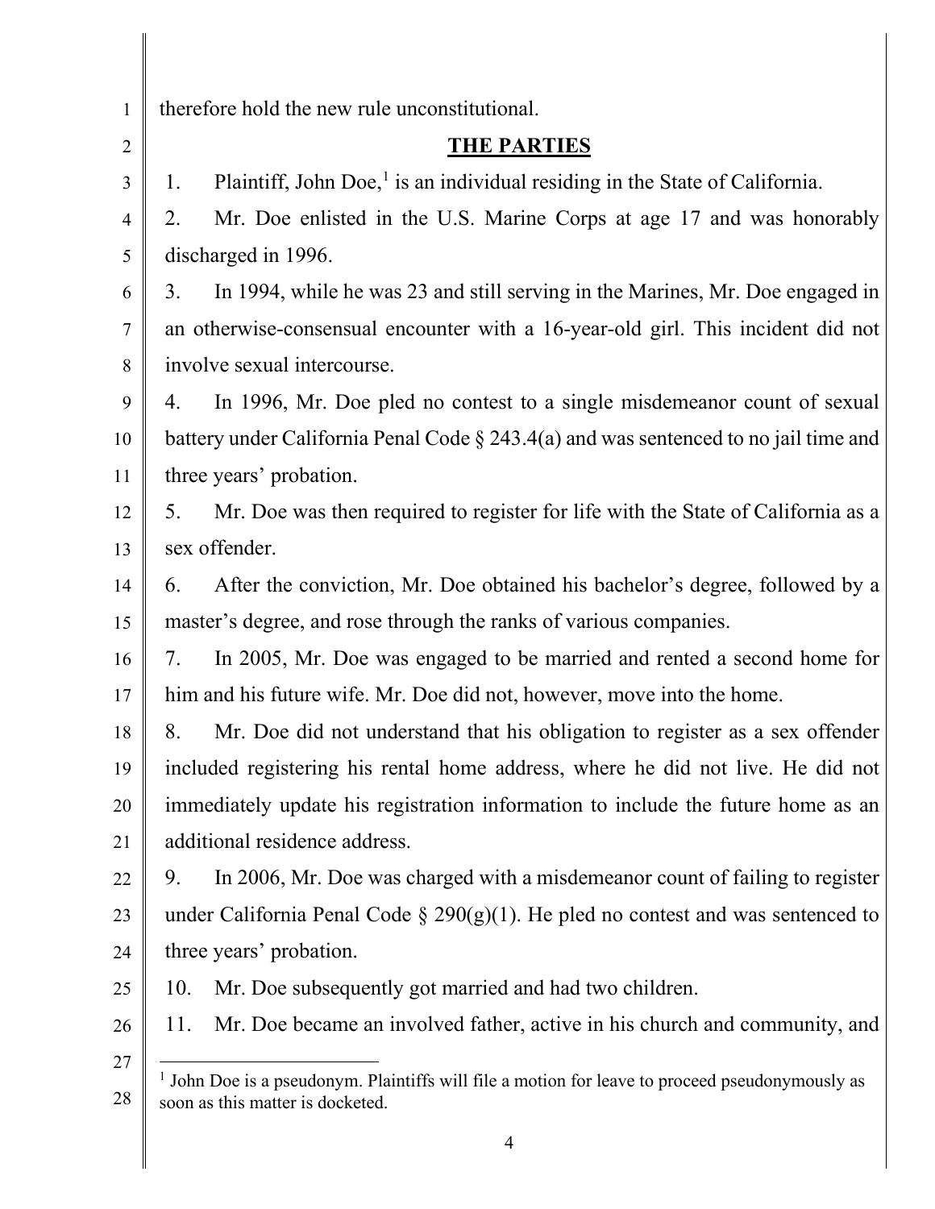therefore hold the new rule unconstitutional.

## THE PARTIES

1. Plaintiff, John Doe,[1] is an individual residing in the State of California.

2. Mr. Doe enlisted in the U.S. Marine Corps at age 17 and was honorably discharged in 1996.

3. In 1994, while he was 23 and still serving in the Marines, Mr. Doe engaged in an otherwise-consensual encounter with a 16-year-old girl. This incident did not involve sexual intercourse.

4. In 1996, Mr. Doe pled no contest to a single misdemeanor count of sexual battery under California Penal Code § 243.4(a) and was sentenced to no jail time and three years' probation.

5. Mr. Doe was then required to register for life with the State of California as a sex offender.

6. After the conviction, Mr. Doe obtained his bachelor's degree, followed by a master's degree, and rose through the ranks of various companies.

7. In 2005, Mr. Doe was engaged to be married and rented a second home for him and his future wife. Mr. Doe did not, however, move into the home.

8. Mr. Doe did not understand that his obligation to register as a sex offender included registering his rental home address, where he did not live. He did not immediately update his registration information to include the future home as an additional residence address.

9. In 2006, Mr. Doe was charged with a misdemeanor count of failing to register under California Penal Code § 290(g)(1). He pled no contest and was sentenced to three years' probation.

10. Mr. Doe subsequently got married and had two children.

11. Mr. Doe became an involved father, active in his church and community, and

---

[1] John Doe is a pseudonym. Plaintiffs will file a motion for leave to proceed pseudonymously as soon as this matter is docketed.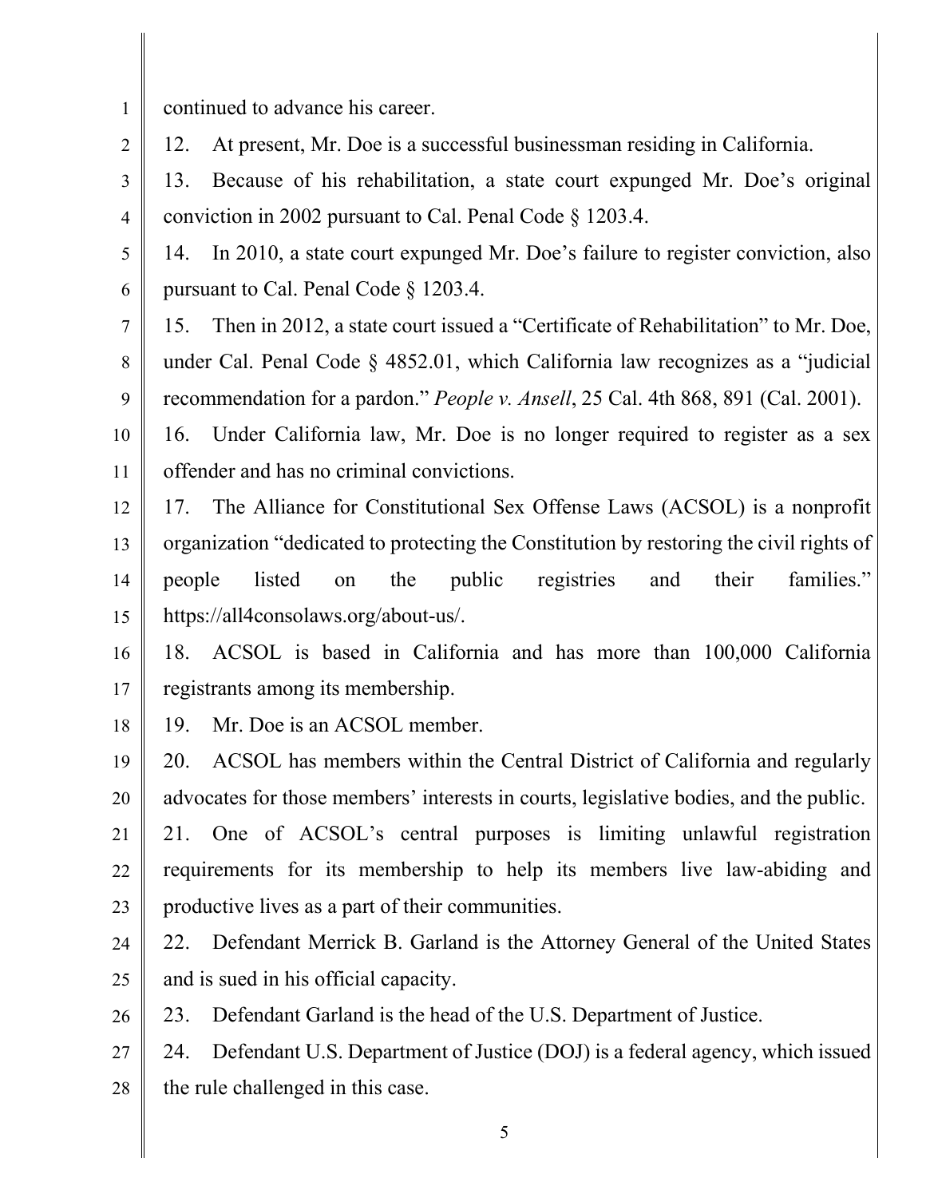continued to advance his career.

12. At present, Mr. Doe is a successful businessman residing in California.

13. Because of his rehabilitation, a state court expunged Mr. Doe's original conviction in 2002 pursuant to Cal. Penal Code § 1203.4.

14. In 2010, a state court expunged Mr. Doe's failure to register conviction, also pursuant to Cal. Penal Code § 1203.4.

15. Then in 2012, a state court issued a "Certificate of Rehabilitation" to Mr. Doe, under Cal. Penal Code § 4852.01, which California law recognizes as a "judicial recommendation for a pardon." *People v. Ansell*, 25 Cal. 4th 868, 891 (Cal. 2001).

16. Under California law, Mr. Doe is no longer required to register as a sex offender and has no criminal convictions.

17. The Alliance for Constitutional Sex Offense Laws (ACSOL) is a nonprofit organization "dedicated to protecting the Constitution by restoring the civil rights of people listed on the public registries and their families." https://all4consolaws.org/about-us/.

18. ACSOL is based in California and has more than 100,000 California registrants among its membership.

19. Mr. Doe is an ACSOL member.

20. ACSOL has members within the Central District of California and regularly advocates for those members' interests in courts, legislative bodies, and the public.

21. One of ACSOL's central purposes is limiting unlawful registration requirements for its membership to help its members live law-abiding and productive lives as a part of their communities.

22. Defendant Merrick B. Garland is the Attorney General of the United States and is sued in his official capacity.

23. Defendant Garland is the head of the U.S. Department of Justice.

24. Defendant U.S. Department of Justice (DOJ) is a federal agency, which issued the rule challenged in this case.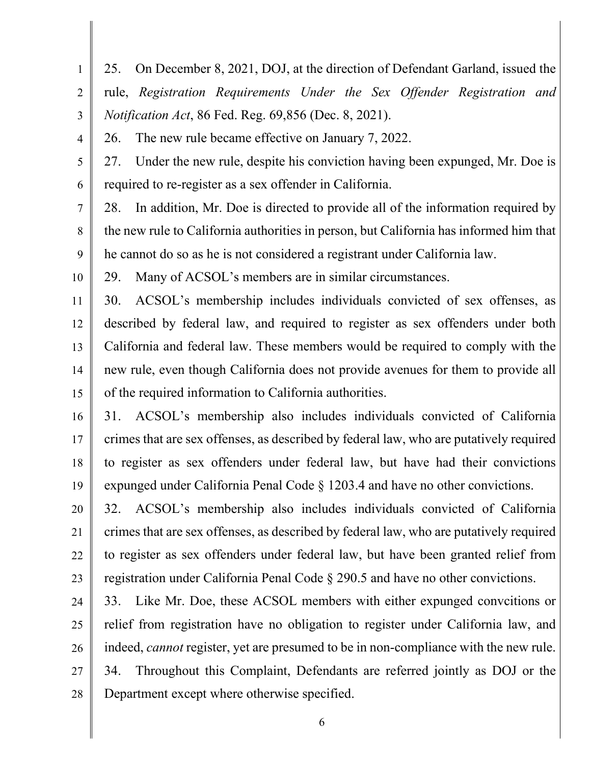25. On December 8, 2021, DOJ, at the direction of Defendant Garland, issued the rule, *Registration Requirements Under the Sex Offender Registration and Notification Act*, 86 Fed. Reg. 69,856 (Dec. 8, 2021).

26. The new rule became effective on January 7, 2022.

27. Under the new rule, despite his conviction having been expunged, Mr. Doe is required to re-register as a sex offender in California.

28. In addition, Mr. Doe is directed to provide all of the information required by the new rule to California authorities in person, but California has informed him that he cannot do so as he is not considered a registrant under California law.

29. Many of ACSOL's members are in similar circumstances.

30. ACSOL's membership includes individuals convicted of sex offenses, as described by federal law, and required to register as sex offenders under both California and federal law. These members would be required to comply with the new rule, even though California does not provide avenues for them to provide all of the required information to California authorities.

31. ACSOL's membership also includes individuals convicted of California crimes that are sex offenses, as described by federal law, who are putatively required to register as sex offenders under federal law, but have had their convictions expunged under California Penal Code § 1203.4 and have no other convictions.

32. ACSOL's membership also includes individuals convicted of California crimes that are sex offenses, as described by federal law, who are putatively required to register as sex offenders under federal law, but have been granted relief from registration under California Penal Code § 290.5 and have no other convictions.

33. Like Mr. Doe, these ACSOL members with either expunged convcitions or relief from registration have no obligation to register under California law, and indeed, *cannot* register, yet are presumed to be in non-compliance with the new rule.

34. Throughout this Complaint, Defendants are referred jointly as DOJ or the Department except where otherwise specified.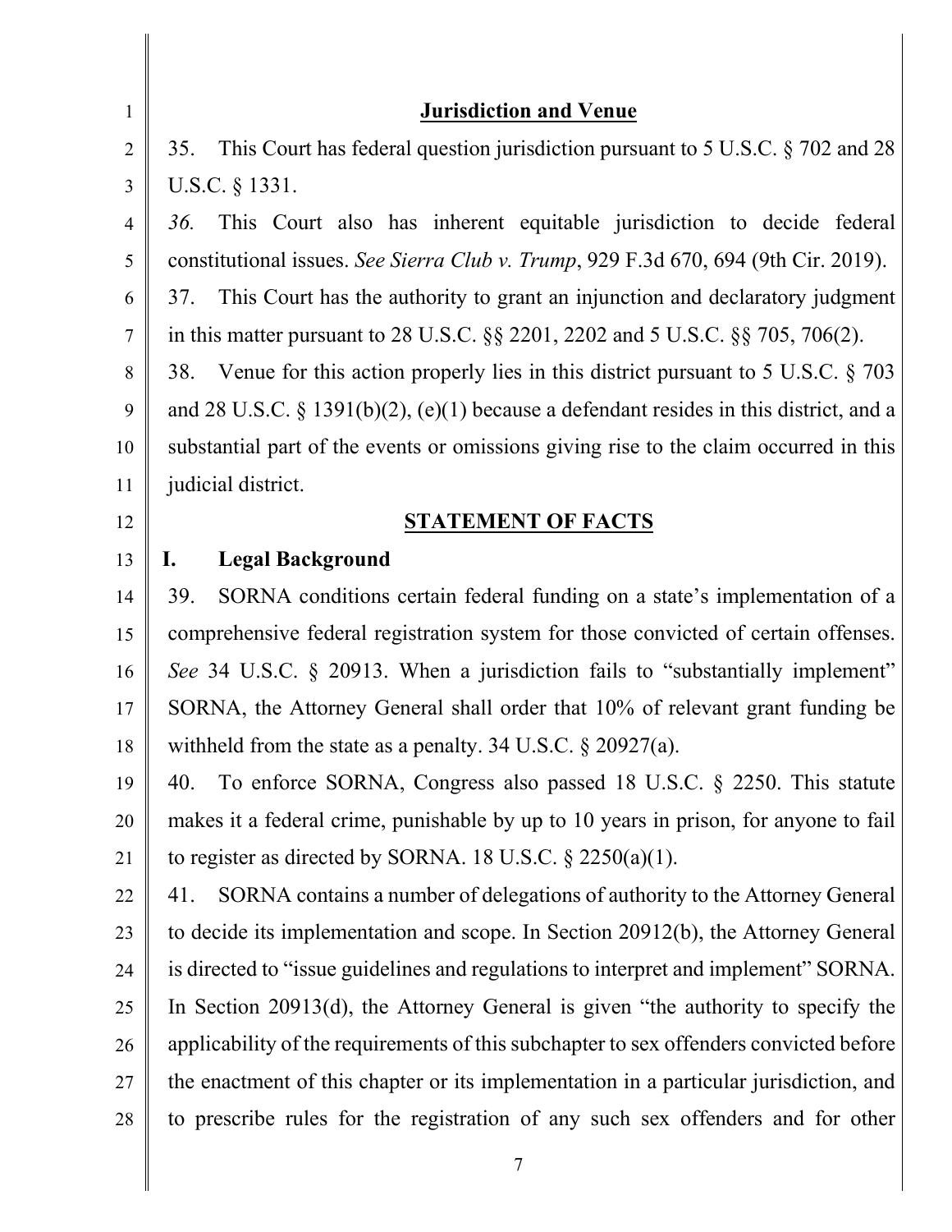## Jurisdiction and Venue

35. This Court has federal question jurisdiction pursuant to 5 U.S.C. § 702 and 28 U.S.C. § 1331.

*36.* This Court also has inherent equitable jurisdiction to decide federal constitutional issues. *See Sierra Club v. Trump*, 929 F.3d 670, 694 (9th Cir. 2019).

37. This Court has the authority to grant an injunction and declaratory judgment in this matter pursuant to 28 U.S.C. §§ 2201, 2202 and 5 U.S.C. §§ 705, 706(2).

38. Venue for this action properly lies in this district pursuant to 5 U.S.C. § 703 and 28 U.S.C. § 1391(b)(2), (e)(1) because a defendant resides in this district, and a substantial part of the events or omissions giving rise to the claim occurred in this judicial district.

## STATEMENT OF FACTS

### I. Legal Background

39. SORNA conditions certain federal funding on a state's implementation of a comprehensive federal registration system for those convicted of certain offenses. *See* 34 U.S.C. § 20913. When a jurisdiction fails to "substantially implement" SORNA, the Attorney General shall order that 10% of relevant grant funding be withheld from the state as a penalty. 34 U.S.C. § 20927(a).

40. To enforce SORNA, Congress also passed 18 U.S.C. § 2250. This statute makes it a federal crime, punishable by up to 10 years in prison, for anyone to fail to register as directed by SORNA. 18 U.S.C. § 2250(a)(1).

41. SORNA contains a number of delegations of authority to the Attorney General to decide its implementation and scope. In Section 20912(b), the Attorney General is directed to "issue guidelines and regulations to interpret and implement" SORNA. In Section 20913(d), the Attorney General is given "the authority to specify the applicability of the requirements of this subchapter to sex offenders convicted before the enactment of this chapter or its implementation in a particular jurisdiction, and to prescribe rules for the registration of any such sex offenders and for other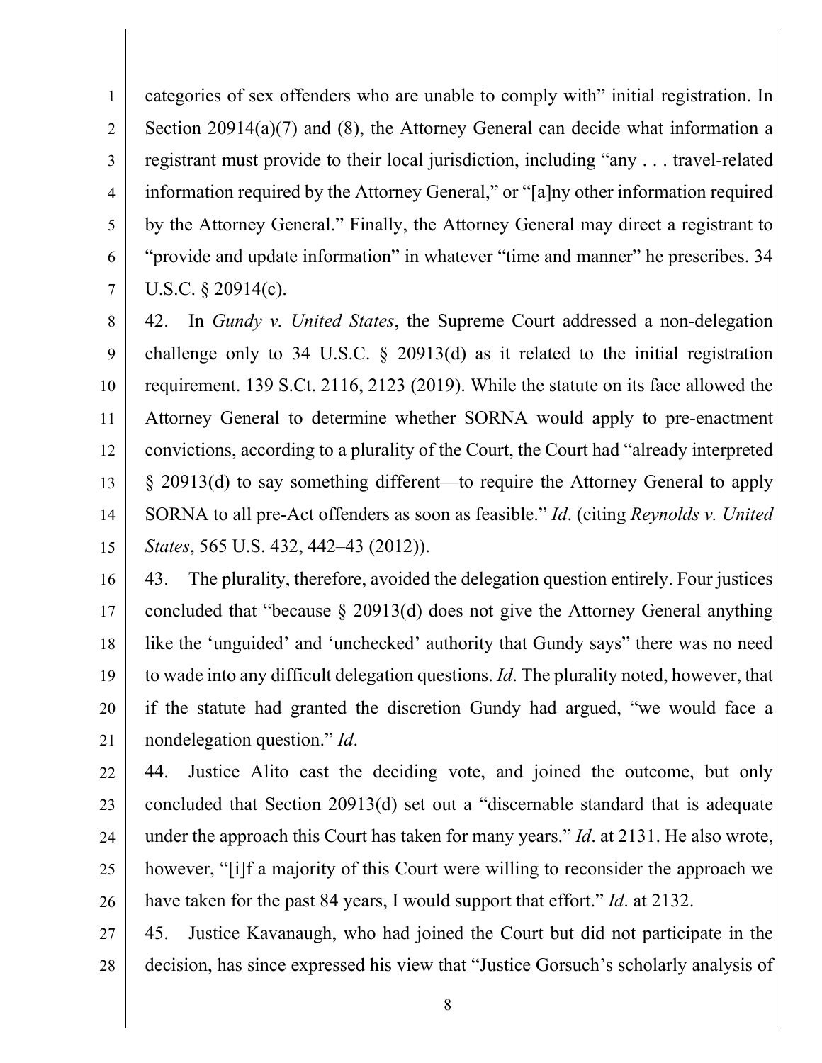categories of sex offenders who are unable to comply with" initial registration. In Section 20914(a)(7) and (8), the Attorney General can decide what information a registrant must provide to their local jurisdiction, including "any . . . travel-related information required by the Attorney General," or "[a]ny other information required by the Attorney General." Finally, the Attorney General may direct a registrant to "provide and update information" in whatever "time and manner" he prescribes. 34 U.S.C. § 20914(c).

42. In *Gundy v. United States*, the Supreme Court addressed a non-delegation challenge only to 34 U.S.C. § 20913(d) as it related to the initial registration requirement. 139 S.Ct. 2116, 2123 (2019). While the statute on its face allowed the Attorney General to determine whether SORNA would apply to pre-enactment convictions, according to a plurality of the Court, the Court had "already interpreted § 20913(d) to say something different—to require the Attorney General to apply SORNA to all pre-Act offenders as soon as feasible." *Id*. (citing *Reynolds v. United States*, 565 U.S. 432, 442–43 (2012)).

43. The plurality, therefore, avoided the delegation question entirely. Four justices concluded that "because § 20913(d) does not give the Attorney General anything like the 'unguided' and 'unchecked' authority that Gundy says" there was no need to wade into any difficult delegation questions. *Id*. The plurality noted, however, that if the statute had granted the discretion Gundy had argued, "we would face a nondelegation question." *Id*.

44. Justice Alito cast the deciding vote, and joined the outcome, but only concluded that Section 20913(d) set out a "discernable standard that is adequate under the approach this Court has taken for many years." *Id*. at 2131. He also wrote, however, "[i]f a majority of this Court were willing to reconsider the approach we have taken for the past 84 years, I would support that effort." *Id*. at 2132.

45. Justice Kavanaugh, who had joined the Court but did not participate in the decision, has since expressed his view that "Justice Gorsuch's scholarly analysis of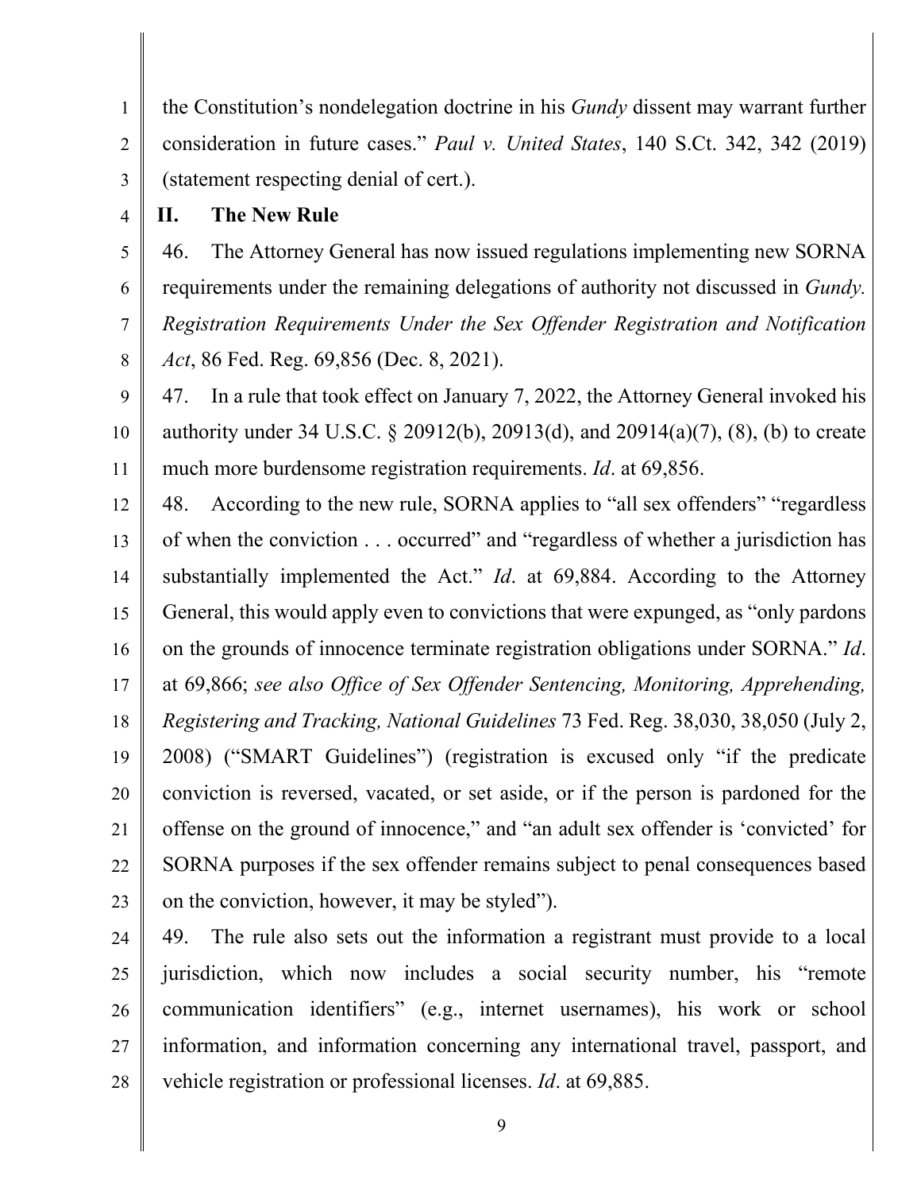the Constitution's nondelegation doctrine in his *Gundy* dissent may warrant further consideration in future cases." *Paul v. United States*, 140 S.Ct. 342, 342 (2019) (statement respecting denial of cert.).

## II. The New Rule

46. The Attorney General has now issued regulations implementing new SORNA requirements under the remaining delegations of authority not discussed in *Gundy. Registration Requirements Under the Sex Offender Registration and Notification Act*, 86 Fed. Reg. 69,856 (Dec. 8, 2021).

47. In a rule that took effect on January 7, 2022, the Attorney General invoked his authority under 34 U.S.C. § 20912(b), 20913(d), and 20914(a)(7), (8), (b) to create much more burdensome registration requirements. *Id*. at 69,856.

48. According to the new rule, SORNA applies to "all sex offenders" "regardless of when the conviction . . . occurred" and "regardless of whether a jurisdiction has substantially implemented the Act." *Id*. at 69,884. According to the Attorney General, this would apply even to convictions that were expunged, as "only pardons on the grounds of innocence terminate registration obligations under SORNA." *Id*. at 69,866; *see also Office of Sex Offender Sentencing, Monitoring, Apprehending, Registering and Tracking, National Guidelines* 73 Fed. Reg. 38,030, 38,050 (July 2, 2008) ("SMART Guidelines") (registration is excused only "if the predicate conviction is reversed, vacated, or set aside, or if the person is pardoned for the offense on the ground of innocence," and "an adult sex offender is 'convicted' for SORNA purposes if the sex offender remains subject to penal consequences based on the conviction, however, it may be styled").

49. The rule also sets out the information a registrant must provide to a local jurisdiction, which now includes a social security number, his "remote communication identifiers" (e.g., internet usernames), his work or school information, and information concerning any international travel, passport, and vehicle registration or professional licenses. *Id*. at 69,885.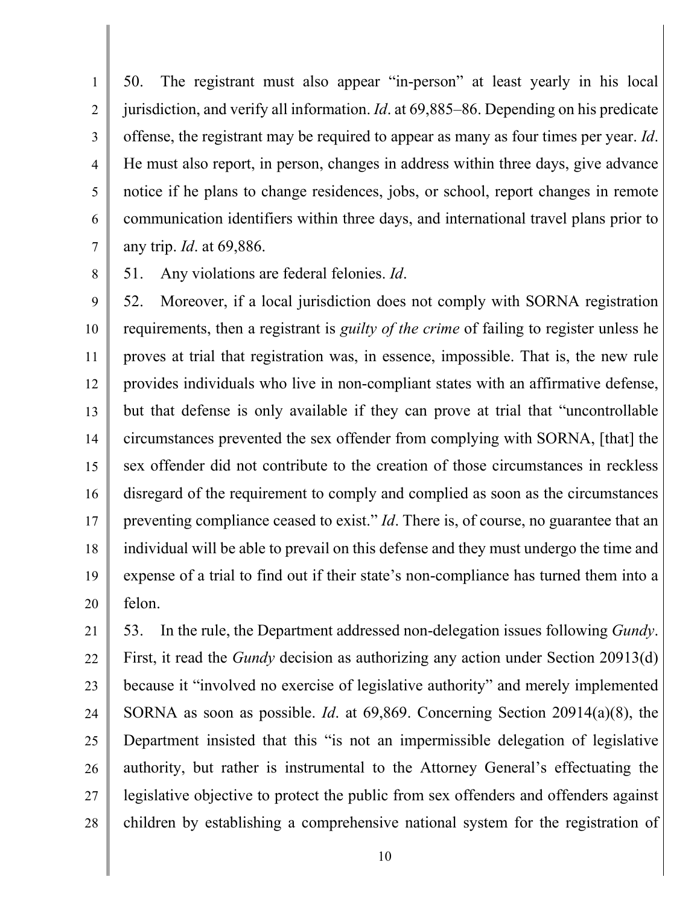50. The registrant must also appear "in-person" at least yearly in his local jurisdiction, and verify all information. *Id*. at 69,885–86. Depending on his predicate offense, the registrant may be required to appear as many as four times per year. *Id*. He must also report, in person, changes in address within three days, give advance notice if he plans to change residences, jobs, or school, report changes in remote communication identifiers within three days, and international travel plans prior to any trip. *Id*. at 69,886.

51. Any violations are federal felonies. *Id*.

52. Moreover, if a local jurisdiction does not comply with SORNA registration requirements, then a registrant is *guilty of the crime* of failing to register unless he proves at trial that registration was, in essence, impossible. That is, the new rule provides individuals who live in non-compliant states with an affirmative defense, but that defense is only available if they can prove at trial that "uncontrollable circumstances prevented the sex offender from complying with SORNA, [that] the sex offender did not contribute to the creation of those circumstances in reckless disregard of the requirement to comply and complied as soon as the circumstances preventing compliance ceased to exist." *Id*. There is, of course, no guarantee that an individual will be able to prevail on this defense and they must undergo the time and expense of a trial to find out if their state's non-compliance has turned them into a felon.

53. In the rule, the Department addressed non-delegation issues following *Gundy*. First, it read the *Gundy* decision as authorizing any action under Section 20913(d) because it "involved no exercise of legislative authority" and merely implemented SORNA as soon as possible. *Id*. at 69,869. Concerning Section 20914(a)(8), the Department insisted that this "is not an impermissible delegation of legislative authority, but rather is instrumental to the Attorney General's effectuating the legislative objective to protect the public from sex offenders and offenders against children by establishing a comprehensive national system for the registration of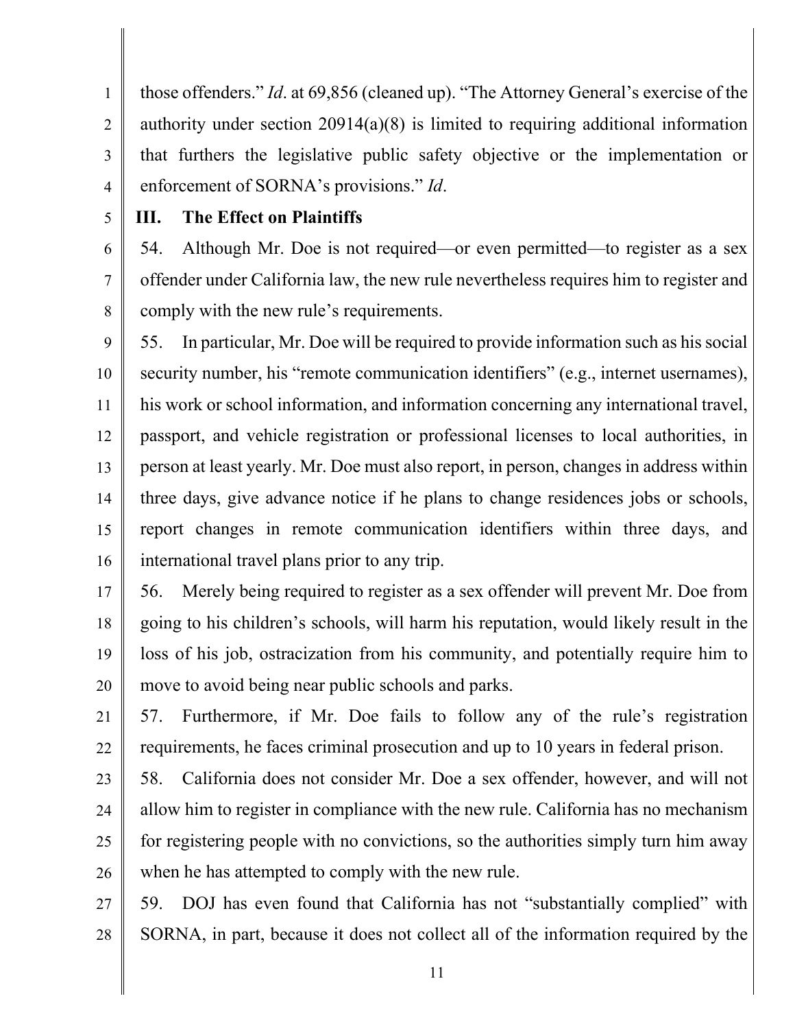those offenders." *Id*. at 69,856 (cleaned up). "The Attorney General's exercise of the authority under section 20914(a)(8) is limited to requiring additional information that furthers the legislative public safety objective or the implementation or enforcement of SORNA's provisions." *Id*.

## III. The Effect on Plaintiffs

54. Although Mr. Doe is not required—or even permitted—to register as a sex offender under California law, the new rule nevertheless requires him to register and comply with the new rule's requirements.

55. In particular, Mr. Doe will be required to provide information such as his social security number, his "remote communication identifiers" (e.g., internet usernames), his work or school information, and information concerning any international travel, passport, and vehicle registration or professional licenses to local authorities, in person at least yearly. Mr. Doe must also report, in person, changes in address within three days, give advance notice if he plans to change residences jobs or schools, report changes in remote communication identifiers within three days, and international travel plans prior to any trip.

56. Merely being required to register as a sex offender will prevent Mr. Doe from going to his children's schools, will harm his reputation, would likely result in the loss of his job, ostracization from his community, and potentially require him to move to avoid being near public schools and parks.

57. Furthermore, if Mr. Doe fails to follow any of the rule's registration requirements, he faces criminal prosecution and up to 10 years in federal prison.

58. California does not consider Mr. Doe a sex offender, however, and will not allow him to register in compliance with the new rule. California has no mechanism for registering people with no convictions, so the authorities simply turn him away when he has attempted to comply with the new rule.

59. DOJ has even found that California has not "substantially complied" with SORNA, in part, because it does not collect all of the information required by the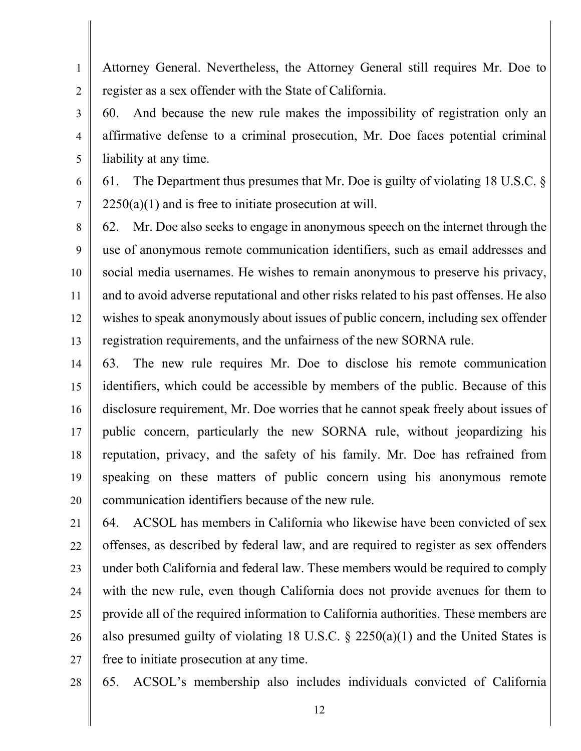Attorney General. Nevertheless, the Attorney General still requires Mr. Doe to register as a sex offender with the State of California.

60. And because the new rule makes the impossibility of registration only an affirmative defense to a criminal prosecution, Mr. Doe faces potential criminal liability at any time.

61. The Department thus presumes that Mr. Doe is guilty of violating 18 U.S.C. § 2250(a)(1) and is free to initiate prosecution at will.

62. Mr. Doe also seeks to engage in anonymous speech on the internet through the use of anonymous remote communication identifiers, such as email addresses and social media usernames. He wishes to remain anonymous to preserve his privacy, and to avoid adverse reputational and other risks related to his past offenses. He also wishes to speak anonymously about issues of public concern, including sex offender registration requirements, and the unfairness of the new SORNA rule.

63. The new rule requires Mr. Doe to disclose his remote communication identifiers, which could be accessible by members of the public. Because of this disclosure requirement, Mr. Doe worries that he cannot speak freely about issues of public concern, particularly the new SORNA rule, without jeopardizing his reputation, privacy, and the safety of his family. Mr. Doe has refrained from speaking on these matters of public concern using his anonymous remote communication identifiers because of the new rule.

64. ACSOL has members in California who likewise have been convicted of sex offenses, as described by federal law, and are required to register as sex offenders under both California and federal law. These members would be required to comply with the new rule, even though California does not provide avenues for them to provide all of the required information to California authorities. These members are also presumed guilty of violating 18 U.S.C. § 2250(a)(1) and the United States is free to initiate prosecution at any time.

65. ACSOL's membership also includes individuals convicted of California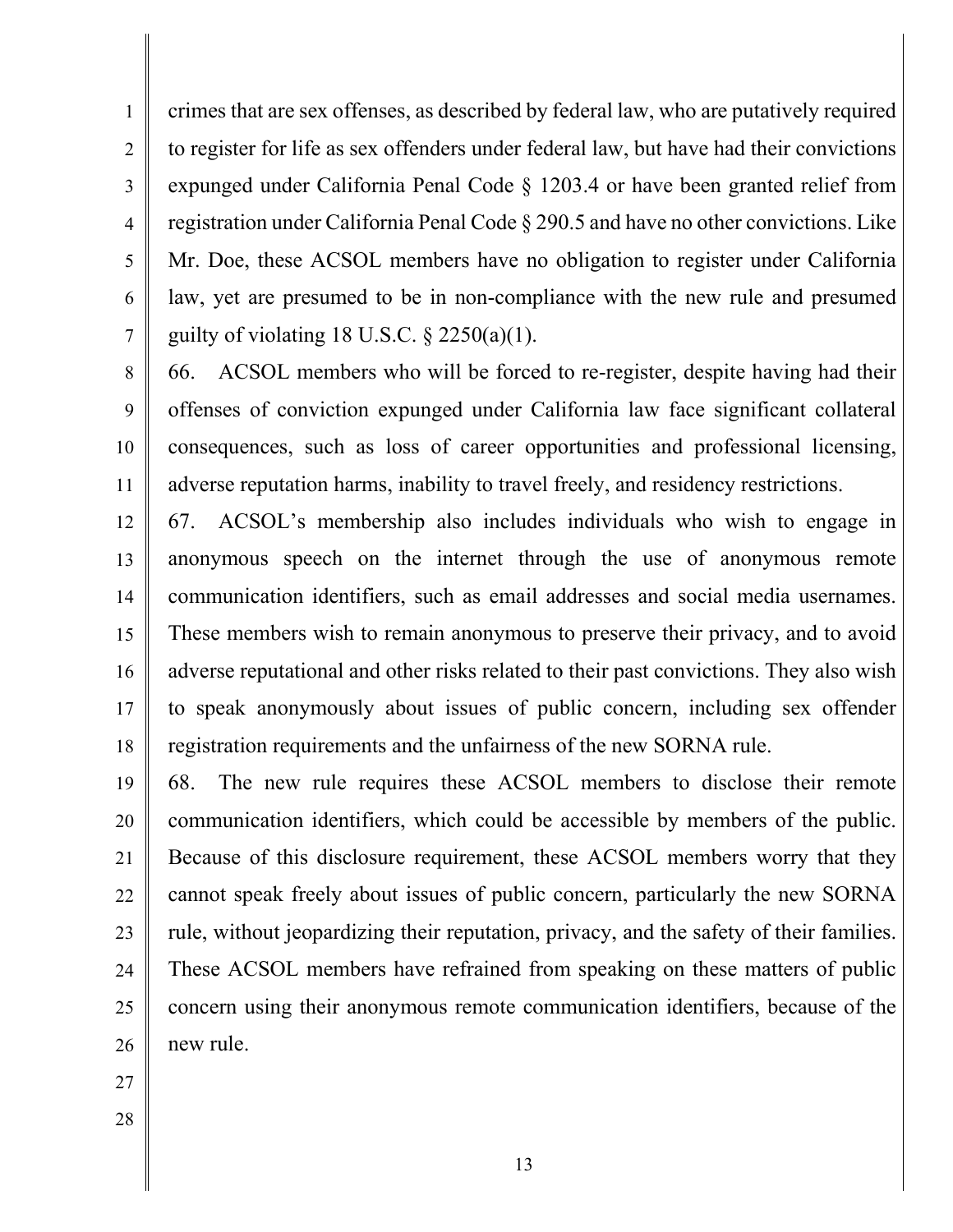crimes that are sex offenses, as described by federal law, who are putatively required to register for life as sex offenders under federal law, but have had their convictions expunged under California Penal Code § 1203.4 or have been granted relief from registration under California Penal Code § 290.5 and have no other convictions. Like Mr. Doe, these ACSOL members have no obligation to register under California law, yet are presumed to be in non-compliance with the new rule and presumed guilty of violating 18 U.S.C. § 2250(a)(1).

66. ACSOL members who will be forced to re-register, despite having had their offenses of conviction expunged under California law face significant collateral consequences, such as loss of career opportunities and professional licensing, adverse reputation harms, inability to travel freely, and residency restrictions.

67. ACSOL's membership also includes individuals who wish to engage in anonymous speech on the internet through the use of anonymous remote communication identifiers, such as email addresses and social media usernames. These members wish to remain anonymous to preserve their privacy, and to avoid adverse reputational and other risks related to their past convictions. They also wish to speak anonymously about issues of public concern, including sex offender registration requirements and the unfairness of the new SORNA rule.

68. The new rule requires these ACSOL members to disclose their remote communication identifiers, which could be accessible by members of the public. Because of this disclosure requirement, these ACSOL members worry that they cannot speak freely about issues of public concern, particularly the new SORNA rule, without jeopardizing their reputation, privacy, and the safety of their families. These ACSOL members have refrained from speaking on these matters of public concern using their anonymous remote communication identifiers, because of the new rule.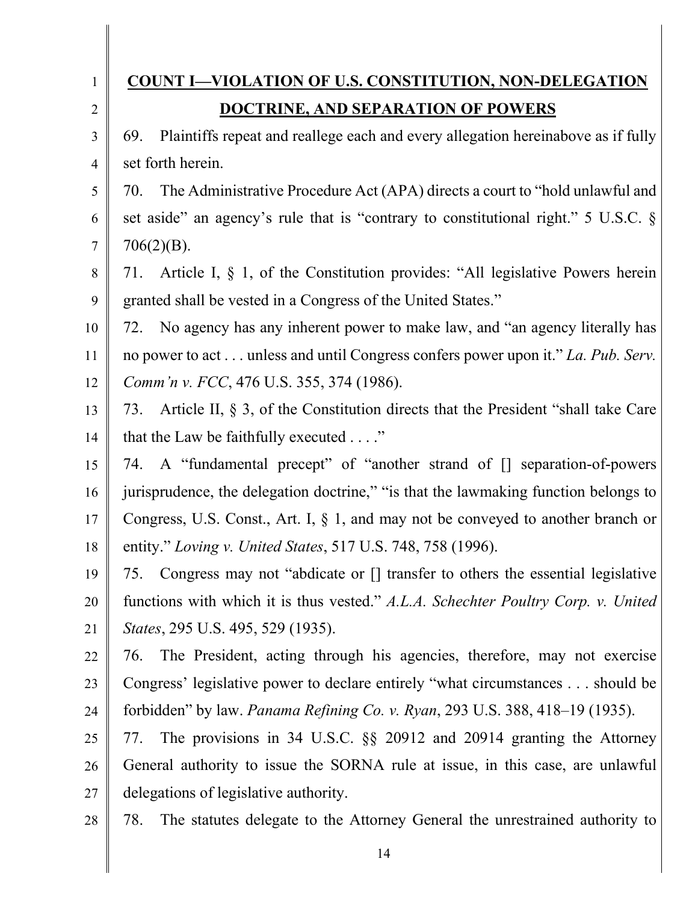**COUNT I—VIOLATION OF U.S. CONSTITUTION, NON-DELEGATION DOCTRINE, AND SEPARATION OF POWERS**

69. Plaintiffs repeat and reallege each and every allegation hereinabove as if fully set forth herein.

70. The Administrative Procedure Act (APA) directs a court to "hold unlawful and set aside" an agency's rule that is "contrary to constitutional right." 5 U.S.C. § 706(2)(B).

71. Article I, § 1, of the Constitution provides: "All legislative Powers herein granted shall be vested in a Congress of the United States."

72. No agency has any inherent power to make law, and "an agency literally has no power to act . . . unless and until Congress confers power upon it." *La. Pub. Serv. Comm'n v. FCC*, 476 U.S. 355, 374 (1986).

73. Article II, § 3, of the Constitution directs that the President "shall take Care that the Law be faithfully executed . . . ."

74. A "fundamental precept" of "another strand of [] separation-of-powers jurisprudence, the delegation doctrine," "is that the lawmaking function belongs to Congress, U.S. Const., Art. I, § 1, and may not be conveyed to another branch or entity." *Loving v. United States*, 517 U.S. 748, 758 (1996).

75. Congress may not "abdicate or [] transfer to others the essential legislative functions with which it is thus vested." *A.L.A. Schechter Poultry Corp. v. United States*, 295 U.S. 495, 529 (1935).

76. The President, acting through his agencies, therefore, may not exercise Congress' legislative power to declare entirely "what circumstances . . . should be forbidden" by law. *Panama Refining Co. v. Ryan*, 293 U.S. 388, 418–19 (1935).

77. The provisions in 34 U.S.C. §§ 20912 and 20914 granting the Attorney General authority to issue the SORNA rule at issue, in this case, are unlawful delegations of legislative authority.

78. The statutes delegate to the Attorney General the unrestrained authority to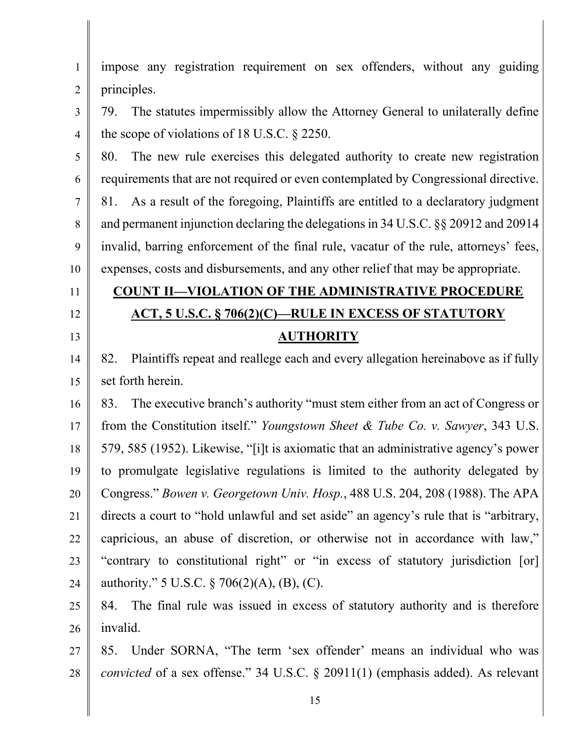impose any registration requirement on sex offenders, without any guiding principles.

79. The statutes impermissibly allow the Attorney General to unilaterally define the scope of violations of 18 U.S.C. § 2250.

80. The new rule exercises this delegated authority to create new registration requirements that are not required or even contemplated by Congressional directive.

81. As a result of the foregoing, Plaintiffs are entitled to a declaratory judgment and permanent injunction declaring the delegations in 34 U.S.C. §§ 20912 and 20914 invalid, barring enforcement of the final rule, vacatur of the rule, attorneys' fees, expenses, costs and disbursements, and any other relief that may be appropriate.

## COUNT II—VIOLATION OF THE ADMINISTRATIVE PROCEDURE ACT, 5 U.S.C. § 706(2)(C)—RULE IN EXCESS OF STATUTORY AUTHORITY

82. Plaintiffs repeat and reallege each and every allegation hereinabove as if fully set forth herein.

83. The executive branch's authority "must stem either from an act of Congress or from the Constitution itself." *Youngstown Sheet & Tube Co. v. Sawyer*, 343 U.S. 579, 585 (1952). Likewise, "[i]t is axiomatic that an administrative agency's power to promulgate legislative regulations is limited to the authority delegated by Congress." *Bowen v. Georgetown Univ. Hosp.*, 488 U.S. 204, 208 (1988). The APA directs a court to "hold unlawful and set aside" an agency's rule that is "arbitrary, capricious, an abuse of discretion, or otherwise not in accordance with law," "contrary to constitutional right" or "in excess of statutory jurisdiction [or] authority." 5 U.S.C. § 706(2)(A), (B), (C).

84. The final rule was issued in excess of statutory authority and is therefore invalid.

85. Under SORNA, "The term 'sex offender' means an individual who was *convicted* of a sex offense." 34 U.S.C. § 20911(1) (emphasis added). As relevant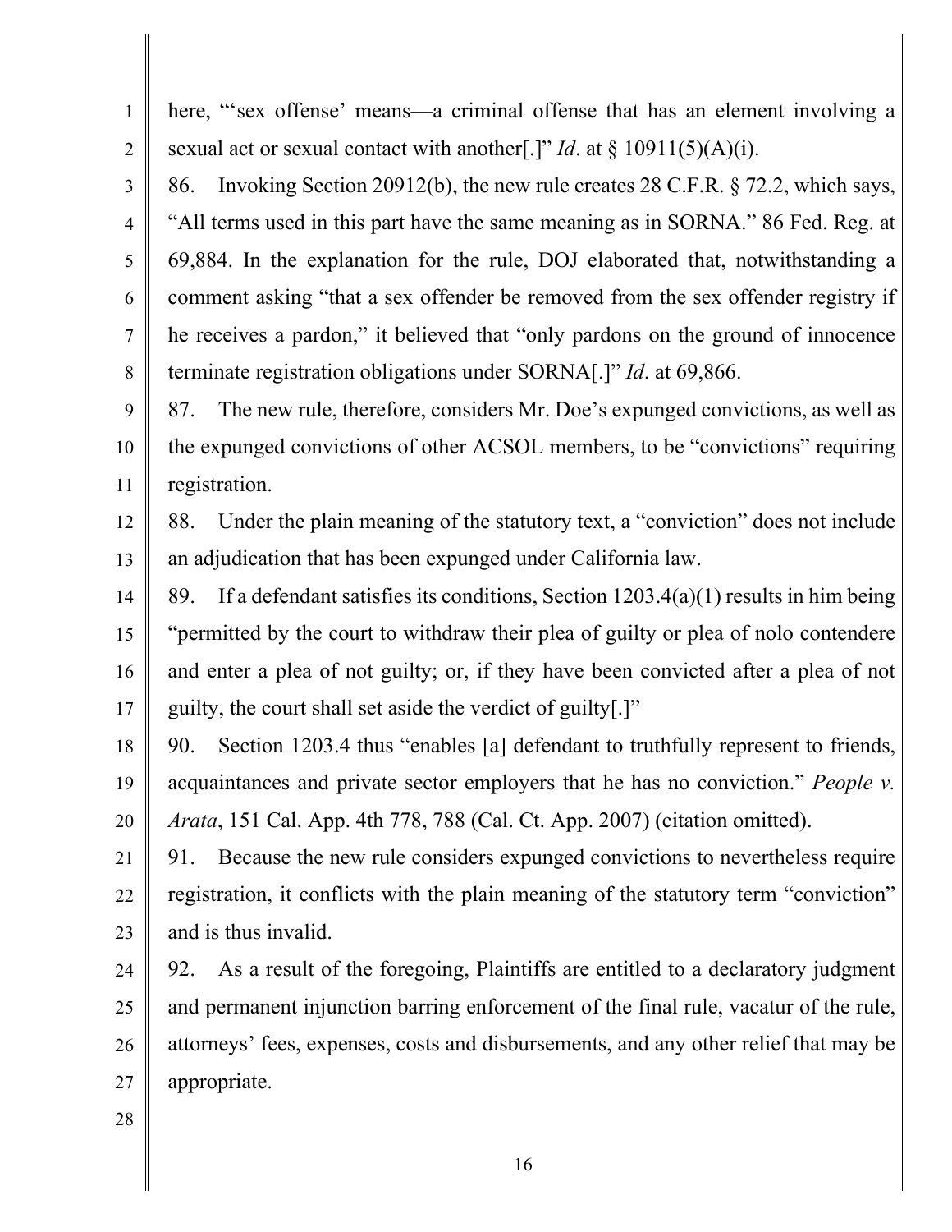here, "'sex offense' means—a criminal offense that has an element involving a sexual act or sexual contact with another[.]" *Id*. at § 10911(5)(A)(i).

86. Invoking Section 20912(b), the new rule creates 28 C.F.R. § 72.2, which says, "All terms used in this part have the same meaning as in SORNA." 86 Fed. Reg. at 69,884. In the explanation for the rule, DOJ elaborated that, notwithstanding a comment asking "that a sex offender be removed from the sex offender registry if he receives a pardon," it believed that "only pardons on the ground of innocence terminate registration obligations under SORNA[.]" *Id*. at 69,866.

87. The new rule, therefore, considers Mr. Doe's expunged convictions, as well as the expunged convictions of other ACSOL members, to be "convictions" requiring registration.

88. Under the plain meaning of the statutory text, a "conviction" does not include an adjudication that has been expunged under California law.

89. If a defendant satisfies its conditions, Section 1203.4(a)(1) results in him being "permitted by the court to withdraw their plea of guilty or plea of nolo contendere and enter a plea of not guilty; or, if they have been convicted after a plea of not guilty, the court shall set aside the verdict of guilty[.]"

90. Section 1203.4 thus "enables [a] defendant to truthfully represent to friends, acquaintances and private sector employers that he has no conviction." *People v. Arata*, 151 Cal. App. 4th 778, 788 (Cal. Ct. App. 2007) (citation omitted).

91. Because the new rule considers expunged convictions to nevertheless require registration, it conflicts with the plain meaning of the statutory term "conviction" and is thus invalid.

92. As a result of the foregoing, Plaintiffs are entitled to a declaratory judgment and permanent injunction barring enforcement of the final rule, vacatur of the rule, attorneys' fees, expenses, costs and disbursements, and any other relief that may be appropriate.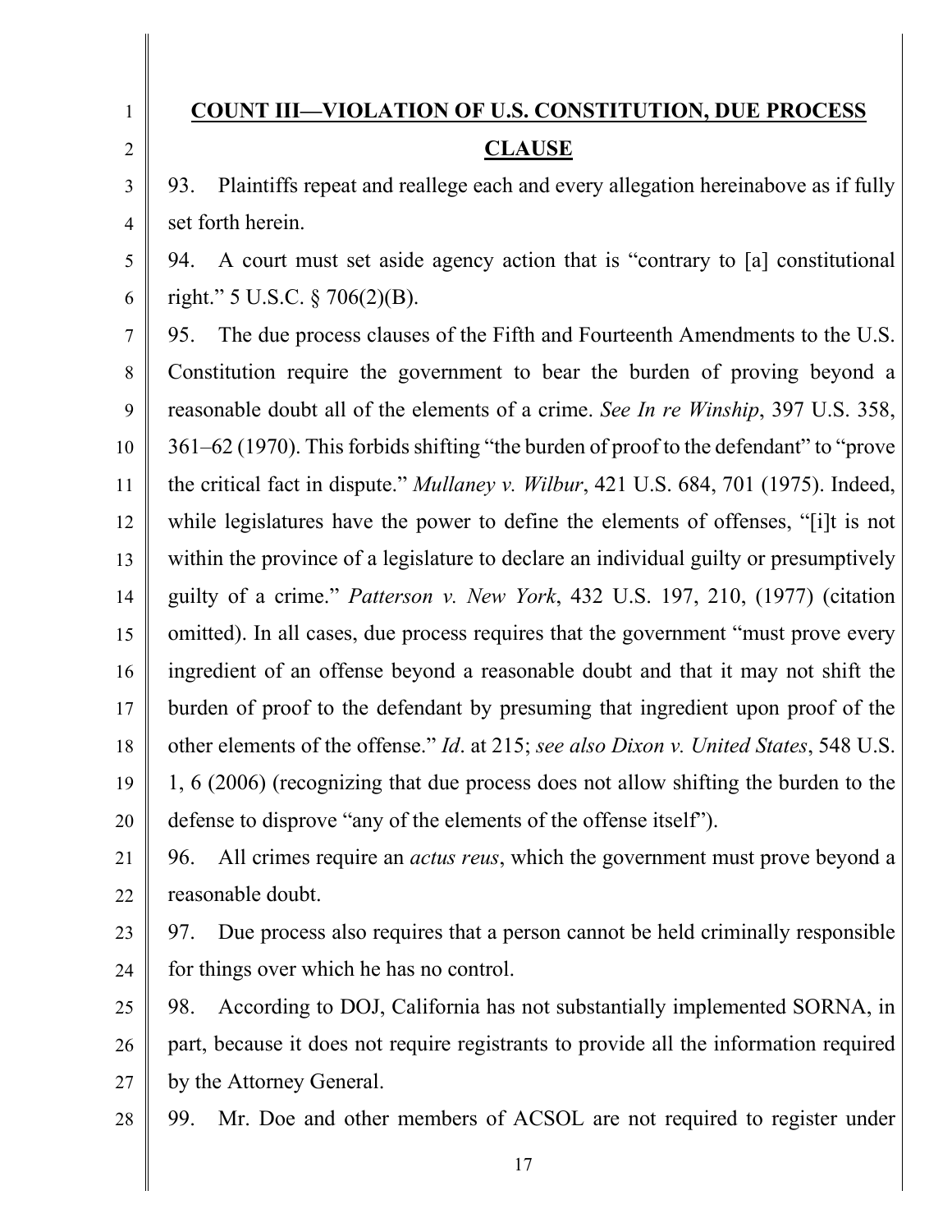## COUNT III—VIOLATION OF U.S. CONSTITUTION, DUE PROCESS CLAUSE

93. Plaintiffs repeat and reallege each and every allegation hereinabove as if fully set forth herein.

94. A court must set aside agency action that is "contrary to [a] constitutional right." 5 U.S.C. § 706(2)(B).

95. The due process clauses of the Fifth and Fourteenth Amendments to the U.S. Constitution require the government to bear the burden of proving beyond a reasonable doubt all of the elements of a crime. *See In re Winship*, 397 U.S. 358, 361–62 (1970). This forbids shifting "the burden of proof to the defendant" to "prove the critical fact in dispute." *Mullaney v. Wilbur*, 421 U.S. 684, 701 (1975). Indeed, while legislatures have the power to define the elements of offenses, "[i]t is not within the province of a legislature to declare an individual guilty or presumptively guilty of a crime." *Patterson v. New York*, 432 U.S. 197, 210, (1977) (citation omitted). In all cases, due process requires that the government "must prove every ingredient of an offense beyond a reasonable doubt and that it may not shift the burden of proof to the defendant by presuming that ingredient upon proof of the other elements of the offense." *Id*. at 215; *see also Dixon v. United States*, 548 U.S. 1, 6 (2006) (recognizing that due process does not allow shifting the burden to the defense to disprove "any of the elements of the offense itself").

96. All crimes require an *actus reus*, which the government must prove beyond a reasonable doubt.

97. Due process also requires that a person cannot be held criminally responsible for things over which he has no control.

98. According to DOJ, California has not substantially implemented SORNA, in part, because it does not require registrants to provide all the information required by the Attorney General.

99. Mr. Doe and other members of ACSOL are not required to register under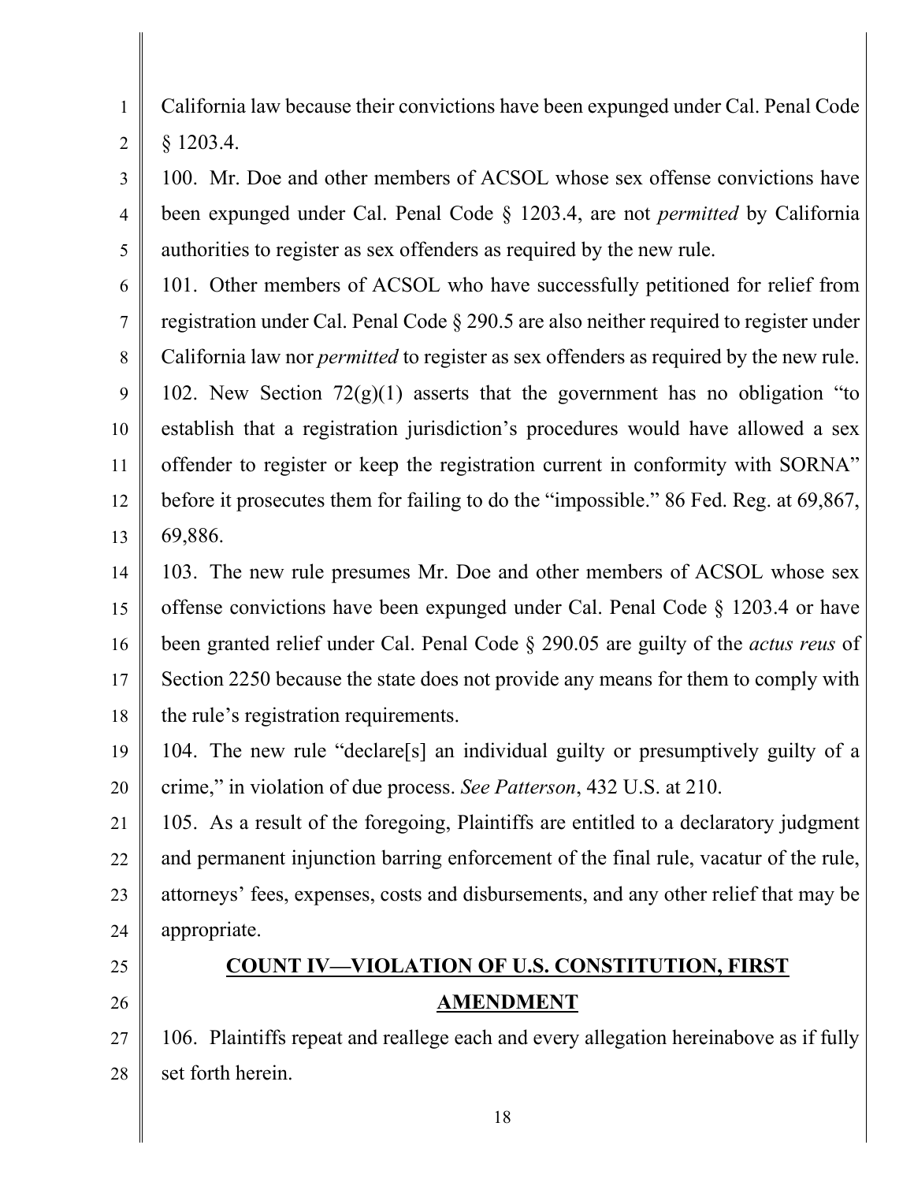California law because their convictions have been expunged under Cal. Penal Code § 1203.4.

100. Mr. Doe and other members of ACSOL whose sex offense convictions have been expunged under Cal. Penal Code § 1203.4, are not *permitted* by California authorities to register as sex offenders as required by the new rule.

101. Other members of ACSOL who have successfully petitioned for relief from registration under Cal. Penal Code § 290.5 are also neither required to register under California law nor *permitted* to register as sex offenders as required by the new rule.

102. New Section 72(g)(1) asserts that the government has no obligation "to establish that a registration jurisdiction's procedures would have allowed a sex offender to register or keep the registration current in conformity with SORNA" before it prosecutes them for failing to do the "impossible." 86 Fed. Reg. at 69,867, 69,886.

103. The new rule presumes Mr. Doe and other members of ACSOL whose sex offense convictions have been expunged under Cal. Penal Code § 1203.4 or have been granted relief under Cal. Penal Code § 290.05 are guilty of the *actus reus* of Section 2250 because the state does not provide any means for them to comply with the rule's registration requirements.

104. The new rule "declare[s] an individual guilty or presumptively guilty of a crime," in violation of due process. *See Patterson*, 432 U.S. at 210.

105. As a result of the foregoing, Plaintiffs are entitled to a declaratory judgment and permanent injunction barring enforcement of the final rule, vacatur of the rule, attorneys' fees, expenses, costs and disbursements, and any other relief that may be appropriate.

## COUNT IV—VIOLATION OF U.S. CONSTITUTION, FIRST AMENDMENT

106. Plaintiffs repeat and reallege each and every allegation hereinabove as if fully set forth herein.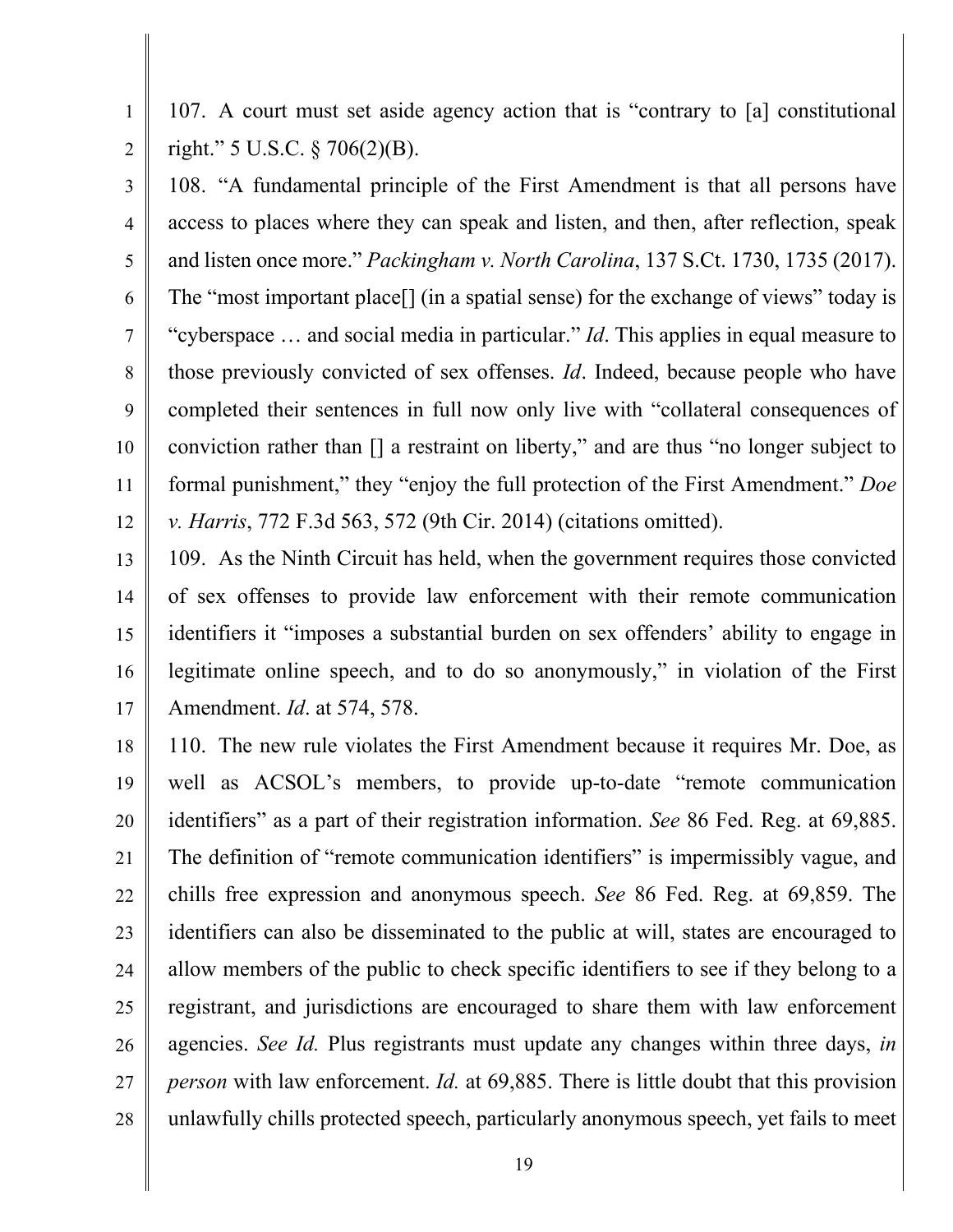107. A court must set aside agency action that is "contrary to [a] constitutional right." 5 U.S.C. § 706(2)(B).

108. "A fundamental principle of the First Amendment is that all persons have access to places where they can speak and listen, and then, after reflection, speak and listen once more." *Packingham v. North Carolina*, 137 S.Ct. 1730, 1735 (2017). The "most important place[] (in a spatial sense) for the exchange of views" today is "cyberspace … and social media in particular." *Id*. This applies in equal measure to those previously convicted of sex offenses. *Id*. Indeed, because people who have completed their sentences in full now only live with "collateral consequences of conviction rather than [] a restraint on liberty," and are thus "no longer subject to formal punishment," they "enjoy the full protection of the First Amendment." *Doe v. Harris*, 772 F.3d 563, 572 (9th Cir. 2014) (citations omitted).

109. As the Ninth Circuit has held, when the government requires those convicted of sex offenses to provide law enforcement with their remote communication identifiers it "imposes a substantial burden on sex offenders' ability to engage in legitimate online speech, and to do so anonymously," in violation of the First Amendment. *Id*. at 574, 578.

110. The new rule violates the First Amendment because it requires Mr. Doe, as well as ACSOL's members, to provide up-to-date "remote communication identifiers" as a part of their registration information. *See* 86 Fed. Reg. at 69,885. The definition of "remote communication identifiers" is impermissibly vague, and chills free expression and anonymous speech. *See* 86 Fed. Reg. at 69,859. The identifiers can also be disseminated to the public at will, states are encouraged to allow members of the public to check specific identifiers to see if they belong to a registrant, and jurisdictions are encouraged to share them with law enforcement agencies. *See Id.* Plus registrants must update any changes within three days, *in person* with law enforcement. *Id.* at 69,885. There is little doubt that this provision unlawfully chills protected speech, particularly anonymous speech, yet fails to meet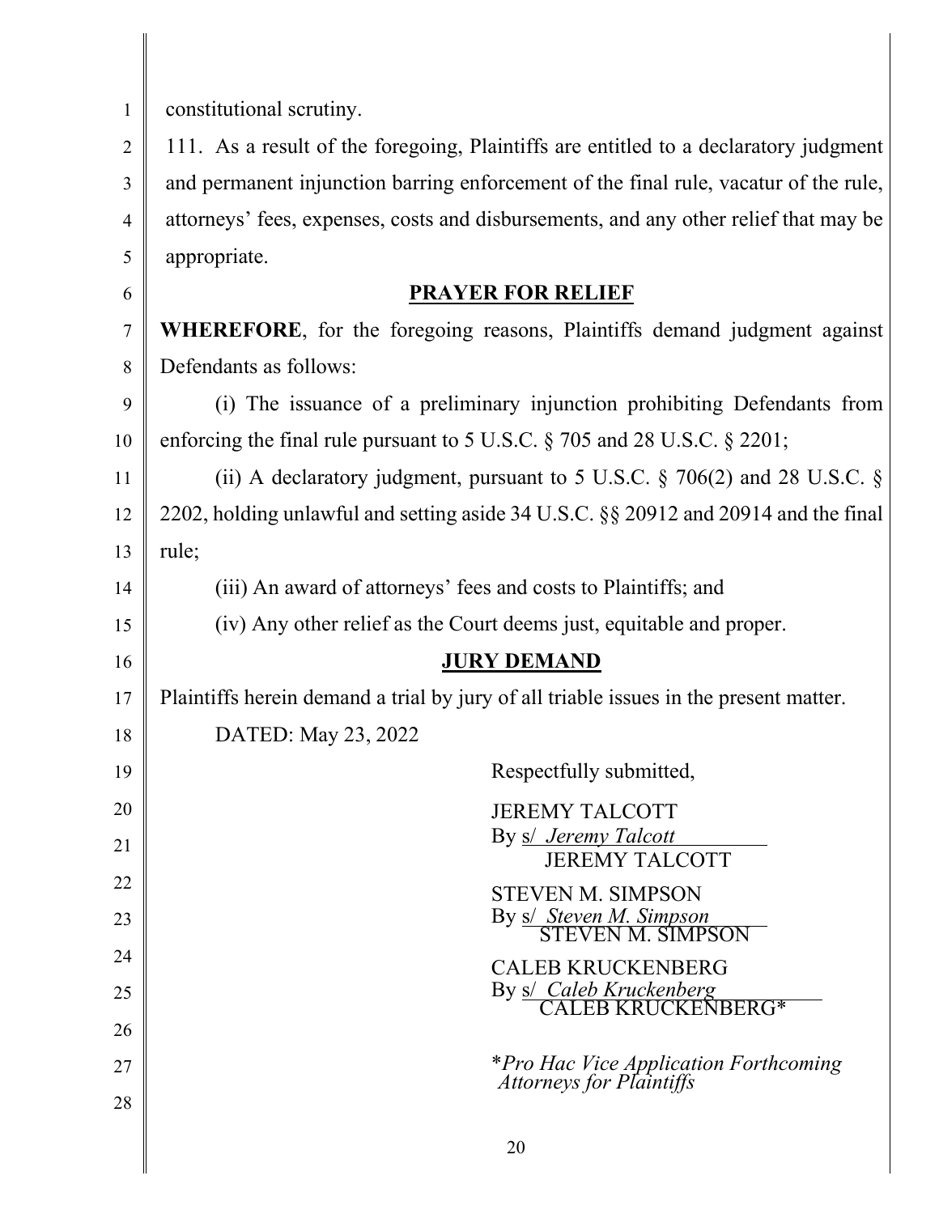constitutional scrutiny.

111. As a result of the foregoing, Plaintiffs are entitled to a declaratory judgment and permanent injunction barring enforcement of the final rule, vacatur of the rule, attorneys' fees, expenses, costs and disbursements, and any other relief that may be appropriate.

## PRAYER FOR RELIEF

**WHEREFORE**, for the foregoing reasons, Plaintiffs demand judgment against Defendants as follows:

(i) The issuance of a preliminary injunction prohibiting Defendants from enforcing the final rule pursuant to 5 U.S.C. § 705 and 28 U.S.C. § 2201;

(ii) A declaratory judgment, pursuant to 5 U.S.C. § 706(2) and 28 U.S.C. § 2202, holding unlawful and setting aside 34 U.S.C. §§ 20912 and 20914 and the final rule;

(iii) An award of attorneys' fees and costs to Plaintiffs; and

(iv) Any other relief as the Court deems just, equitable and proper.

## JURY DEMAND

Plaintiffs herein demand a trial by jury of all triable issues in the present matter.

DATED: May 23, 2022

Respectfully submitted,

JEREMY TALCOTT
By s/ *Jeremy Talcott*
JEREMY TALCOTT

STEVEN M. SIMPSON
By s/ *Steven M. Simpson*
STEVEN M. SIMPSON

CALEB KRUCKENBERG
By s/ *Caleb Kruckenberg*
CALEB KRUCKENBERG*

**Pro Hac Vice Application Forthcoming*
*Attorneys for Plaintiffs*